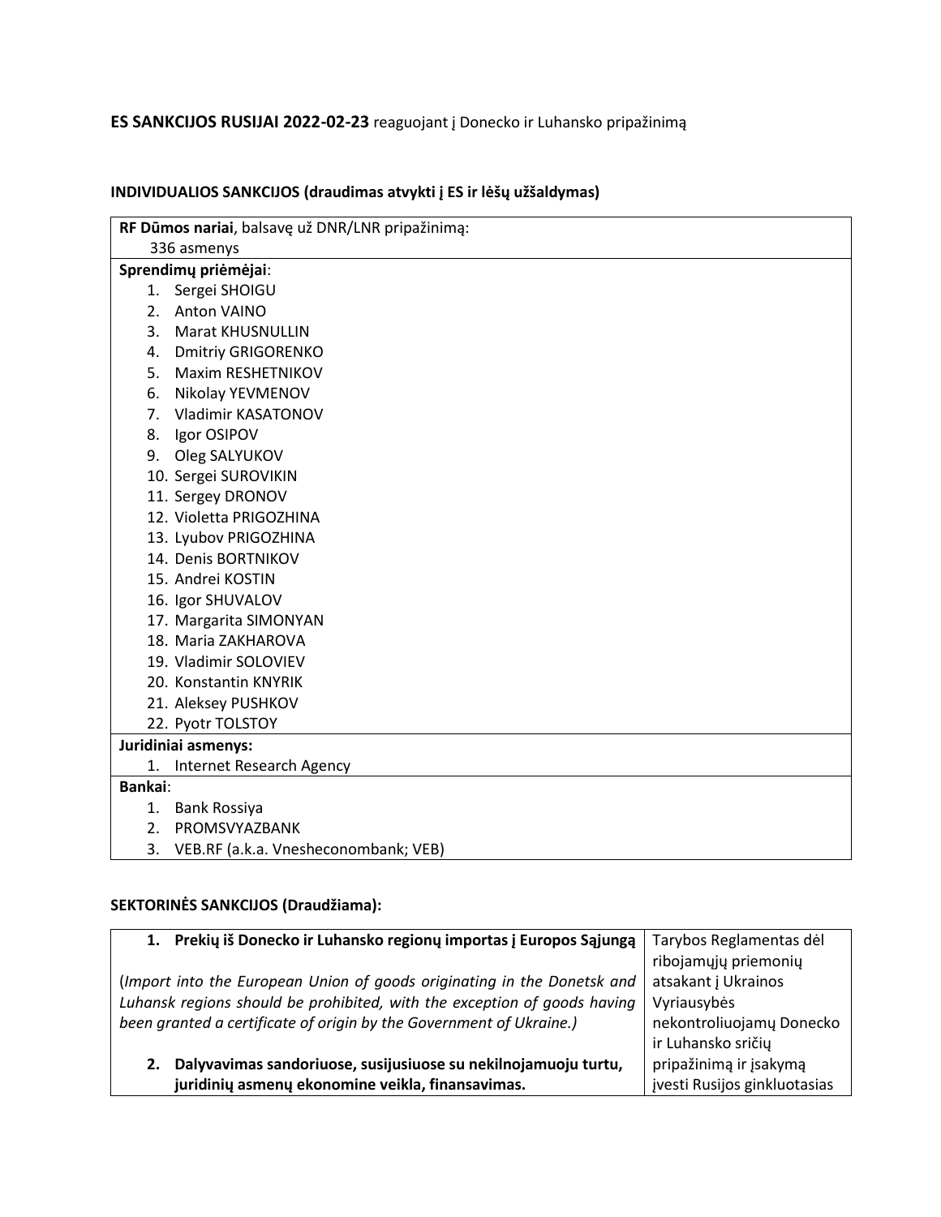**ES SANKCIJOS RUSIJAI 2022-02-23** reaguojant į Donecko ir Luhansko pripažinimą

**INDIVIDUALIOS SANKCIJOS (draudimas atvykti į ES ir lėšų užšaldymas)**

| **RF Dūmos nariai**, balsavę už DNR/LNR pripažinimą: 336 asmenys |
|---|
| **Sprendimų priėmėjai**:<br>1. Sergei SHOIGU<br>2. Anton VAINO<br>3. Marat KHUSNULLIN<br>4. Dmitriy GRIGORENKO<br>5. Maxim RESHETNIKOV<br>6. Nikolay YEVMENOV<br>7. Vladimir KASATONOV<br>8. Igor OSIPOV<br>9. Oleg SALYUKOV<br>10. Sergei SUROVIKIN<br>11. Sergey DRONOV<br>12. Violetta PRIGOZHINA<br>13. Lyubov PRIGOZHINA<br>14. Denis BORTNIKOV<br>15. Andrei KOSTIN<br>16. Igor SHUVALOV<br>17. Margarita SIMONYAN<br>18. Maria ZAKHAROVA<br>19. Vladimir SOLOVIEV<br>20. Konstantin KNYRIK<br>21. Aleksey PUSHKOV<br>22. Pyotr TOLSTOY |
| **Juridiniai asmenys:**<br>1. Internet Research Agency |
| **Bankai**:<br>1. Bank Rossiya<br>2. PROMSVYAZBANK<br>3. VEB.RF (a.k.a. Vnesheconombank; VEB) |

**SEKTORINĖS SANKCIJOS (Draudžiama):**

| | |
|---|---|
| **1. Prekių iš Donecko ir Luhansko regionų importas į Europos Sąjungą**<br><br>(*Import into the European Union of goods originating in the Donetsk and Luhansk regions should be prohibited, with the exception of goods having been granted a certificate of origin by the Government of Ukraine.)*<br><br>**2. Dalyvavimas sandoriuose, susijusiuose su nekilnojamuoju turtu, juridinių asmenų ekonomine veikla, finansavimas.** | Tarybos Reglamentas dėl ribojamųjų priemonių atsakant į Ukrainos Vyriausybės nekontroliuojamų Donecko ir Luhansko sričių pripažinimą ir įsakymą įvesti Rusijos ginkluotasias |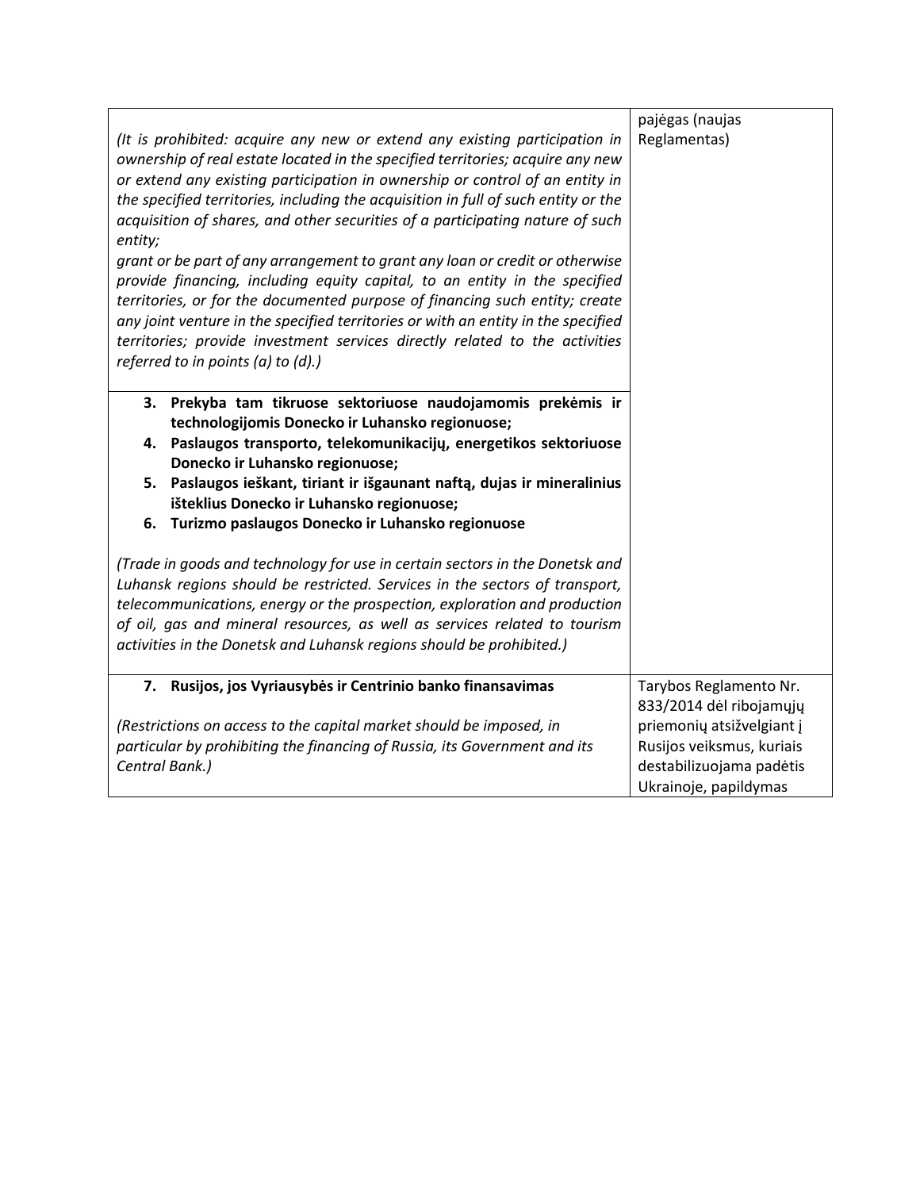| | |
|---|---|
| *(It is prohibited: acquire any new or extend any existing participation in ownership of real estate located in the specified territories; acquire any new or extend any existing participation in ownership or control of an entity in the specified territories, including the acquisition in full of such entity or the acquisition of shares, and other securities of a participating nature of such entity;*<br>*grant or be part of any arrangement to grant any loan or credit or otherwise provide financing, including equity capital, to an entity in the specified territories, or for the documented purpose of financing such entity; create any joint venture in the specified territories or with an entity in the specified territories; provide investment services directly related to the activities referred to in points (a) to (d).)* | pajėgas (naujas Reglamentas) |
| **3. Prekyba tam tikruose sektoriuose naudojamomis prekėmis ir technologijomis Donecko ir Luhansko regionuose;**<br>**4. Paslaugos transporto, telekomunikacijų, energetikos sektoriuose Donecko ir Luhansko regionuose;**<br>**5. Paslaugos ieškant, tiriant ir išgaunant naftą, dujas ir mineralinius išteklius Donecko ir Luhansko regionuose;**<br>**6. Turizmo paslaugos Donecko ir Luhansko regionuose**<br><br>*(Trade in goods and technology for use in certain sectors in the Donetsk and Luhansk regions should be restricted. Services in the sectors of transport, telecommunications, energy or the prospection, exploration and production of oil, gas and mineral resources, as well as services related to tourism activities in the Donetsk and Luhansk regions should be prohibited.)* | |
| **7. Rusijos, jos Vyriausybės ir Centrinio banko finansavimas**<br><br>*(Restrictions on access to the capital market should be imposed, in particular by prohibiting the financing of Russia, its Government and its Central Bank.)* | Tarybos Reglamento Nr. 833/2014 dėl ribojamųjų priemonių atsižvelgiant į Rusijos veiksmus, kuriais destabilizuojama padėtis Ukrainoje, papildymas |